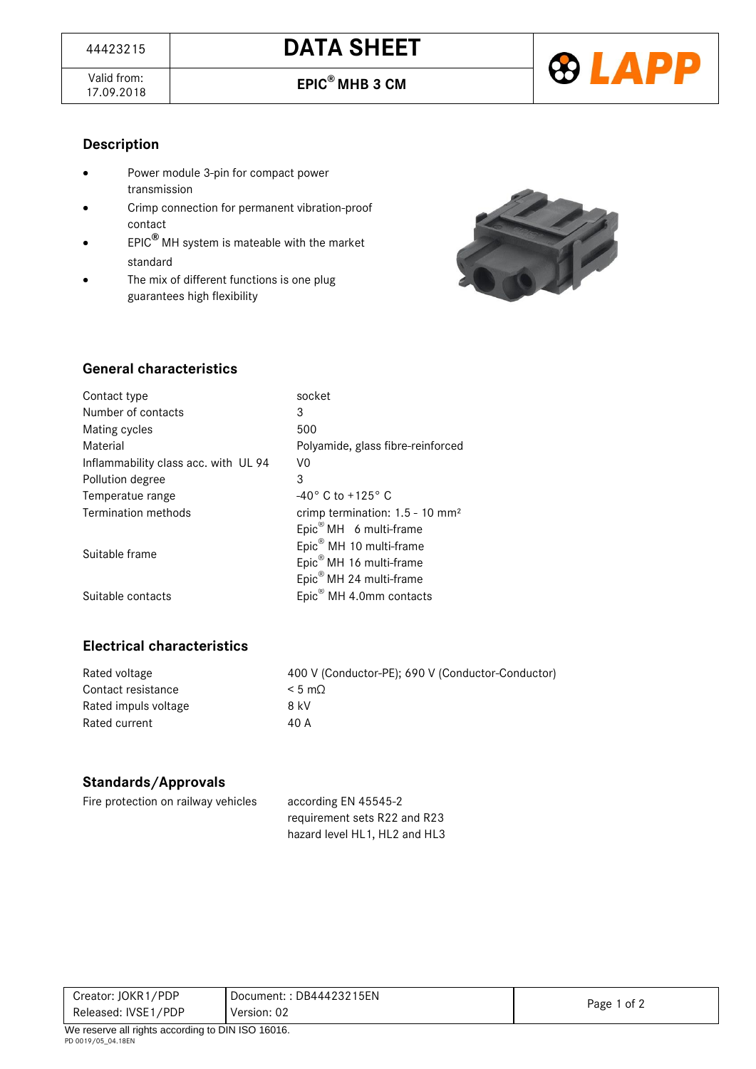| 44423215 | DATA SHEET |
| --- | --- |
| Valid from: 17.09.2018 | EPIC® MHB 3 CM |

## Description

- Power module 3-pin for compact power transmission
- Crimp connection for permanent vibration-proof contact
- EPIC® MH system is mateable with the market standard
- The mix of different functions is one plug guarantees high flexibility

## General characteristics

| | |
| --- | --- |
| Contact type | socket |
| Number of contacts | 3 |
| Mating cycles | 500 |
| Material | Polyamide, glass fibre-reinforced |
| Inflammability class acc. with UL 94 | V0 |
| Pollution degree | 3 |
| Temperatue range | -40° C to +125° C |
| Termination methods | crimp termination: 1.5 - 10 mm² |
| Suitable frame | Epic® MH 6 multi-frame<br>Epic® MH 10 multi-frame<br>Epic® MH 16 multi-frame<br>Epic® MH 24 multi-frame |
| Suitable contacts | Epic® MH 4.0mm contacts |

## Electrical characteristics

| | |
| --- | --- |
| Rated voltage | 400 V (Conductor-PE); 690 V (Conductor-Conductor) |
| Contact resistance | < 5 mΩ |
| Rated impuls voltage | 8 kV |
| Rated current | 40 A |

## Standards/Approvals

| | |
| --- | --- |
| Fire protection on railway vehicles | according EN 45545-2<br>requirement sets R22 and R23<br>hazard level HL1, HL2 and HL3 |

| Creator: JOKR1/PDP | Document: : DB44423215EN |
| --- | --- |
| Released: IVSE1/PDP | Version: 02 |

We reserve all rights according to DIN ISO 16016.

PD 0019/05_04.18EN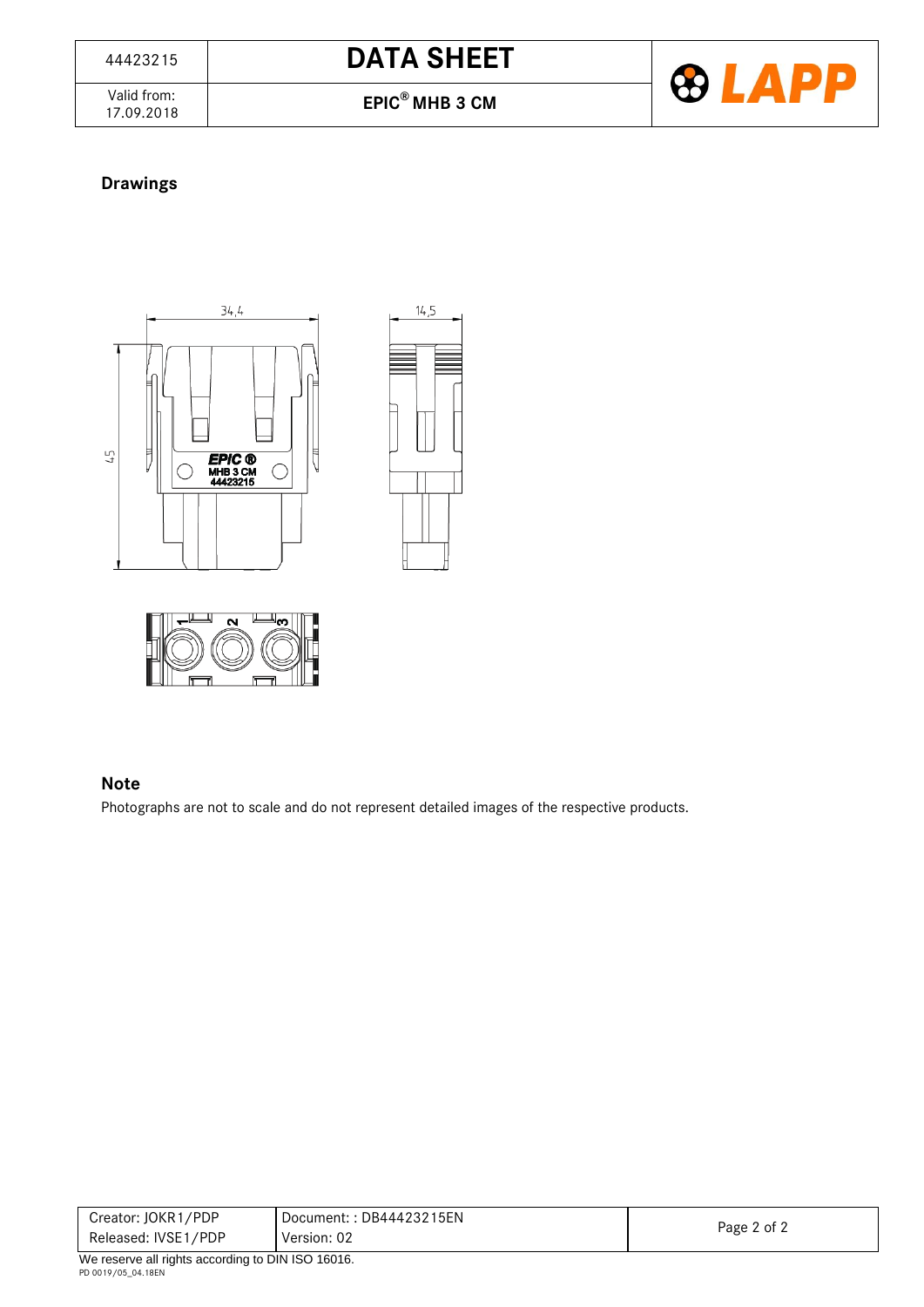## Drawings

34,4

14,5

45

EPIC ®
MHB 3 CM
44423215

1
2
3

## Note

Photographs are not to scale and do not represent detailed images of the respective products.